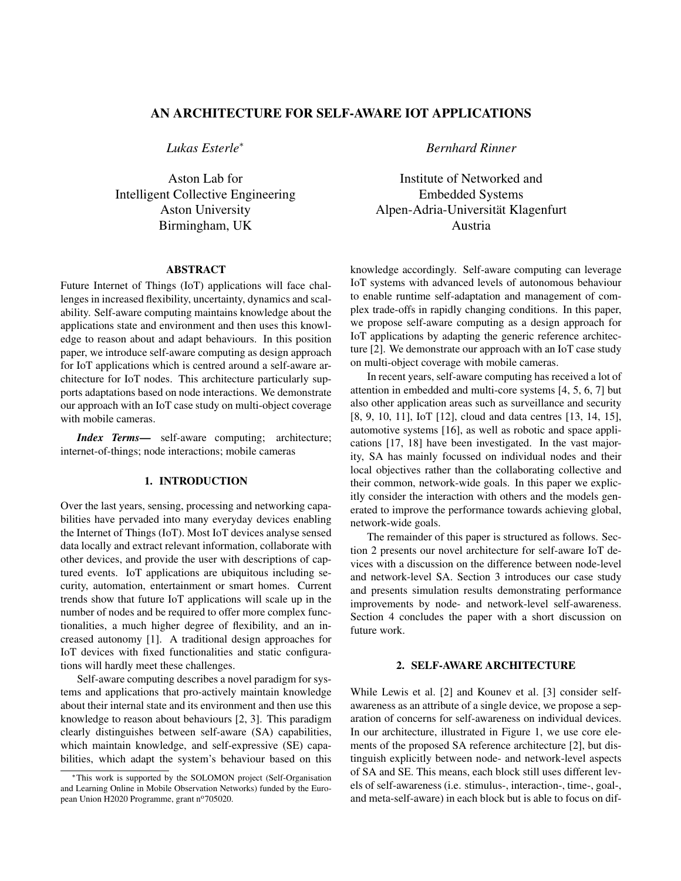# AN ARCHITECTURE FOR SELF-AWARE IOT APPLICATIONS

*Lukas Esterle*[*]

Aston Lab for
Intelligent Collective Engineering
Aston University
Birmingham, UK

*Bernhard Rinner*

Institute of Networked and
Embedded Systems
Alpen-Adria-Universität Klagenfurt
Austria

## ABSTRACT

Future Internet of Things (IoT) applications will face challenges in increased flexibility, uncertainty, dynamics and scalability. Self-aware computing maintains knowledge about the applications state and environment and then uses this knowledge to reason about and adapt behaviours. In this position paper, we introduce self-aware computing as design approach for IoT applications which is centred around a self-aware architecture for IoT nodes. This architecture particularly supports adaptations based on node interactions. We demonstrate our approach with an IoT case study on multi-object coverage with mobile cameras.

***Index Terms*—** self-aware computing; architecture; internet-of-things; node interactions; mobile cameras

## 1. INTRODUCTION

Over the last years, sensing, processing and networking capabilities have pervaded into many everyday devices enabling the Internet of Things (IoT). Most IoT devices analyse sensed data locally and extract relevant information, collaborate with other devices, and provide the user with descriptions of captured events. IoT applications are ubiquitous including security, automation, entertainment or smart homes. Current trends show that future IoT applications will scale up in the number of nodes and be required to offer more complex functionalities, a much higher degree of flexibility, and an increased autonomy [1]. A traditional design approaches for IoT devices with fixed functionalities and static configurations will hardly meet these challenges.

Self-aware computing describes a novel paradigm for systems and applications that pro-actively maintain knowledge about their internal state and its environment and then use this knowledge to reason about behaviours [2, 3]. This paradigm clearly distinguishes between self-aware (SA) capabilities, which maintain knowledge, and self-expressive (SE) capabilities, which adapt the system's behaviour based on this knowledge accordingly. Self-aware computing can leverage IoT systems with advanced levels of autonomous behaviour to enable runtime self-adaptation and management of complex trade-offs in rapidly changing conditions. In this paper, we propose self-aware computing as a design approach for IoT applications by adapting the generic reference architecture [2]. We demonstrate our approach with an IoT case study on multi-object coverage with mobile cameras.

In recent years, self-aware computing has received a lot of attention in embedded and multi-core systems [4, 5, 6, 7] but also other application areas such as surveillance and security [8, 9, 10, 11], IoT [12], cloud and data centres [13, 14, 15], automotive systems [16], as well as robotic and space applications [17, 18] have been investigated. In the vast majority, SA has mainly focussed on individual nodes and their local objectives rather than the collaborating collective and their common, network-wide goals. In this paper we explicitly consider the interaction with others and the models generated to improve the performance towards achieving global, network-wide goals.

The remainder of this paper is structured as follows. Section 2 presents our novel architecture for self-aware IoT devices with a discussion on the difference between node-level and network-level SA. Section 3 introduces our case study and presents simulation results demonstrating performance improvements by node- and network-level self-awareness. Section 4 concludes the paper with a short discussion on future work.

## 2. SELF-AWARE ARCHITECTURE

While Lewis et al. [2] and Kounev et al. [3] consider self-awareness as an attribute of a single device, we propose a separation of concerns for self-awareness on individual devices. In our architecture, illustrated in Figure 1, we use core elements of the proposed SA reference architecture [2], but distinguish explicitly between node- and network-level aspects of SA and SE. This means, each block still uses different levels of self-awareness (i.e. stimulus-, interaction-, time-, goal-, and meta-self-aware) in each block but is able to focus on dif-

[*] This work is supported by the SOLOMON project (Self-Organisation and Learning Online in Mobile Observation Networks) funded by the European Union H2020 Programme, grant nº705020.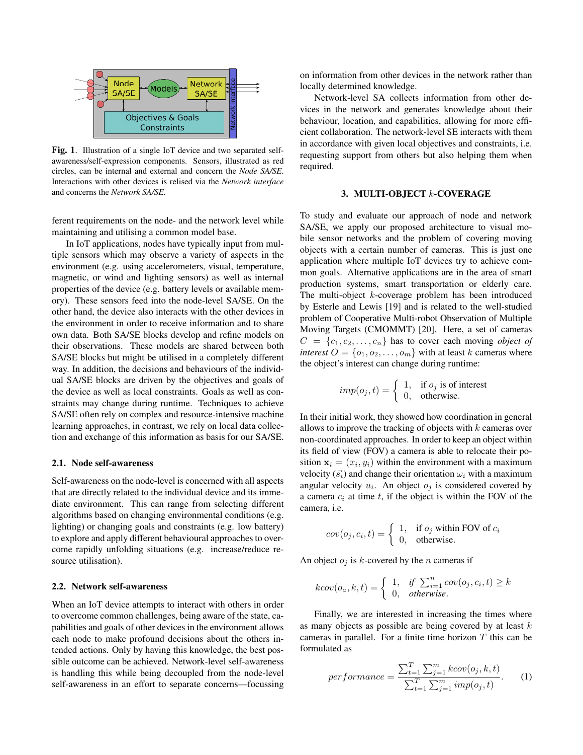Fig. 1. Illustration of a single IoT device and two separated self-awareness/self-expression components. Sensors, illustrated as red circles, can be internal and external and concern the *Node SA/SE*. Interactions with other devices is relised via the *Network interface* and concerns the *Network SA/SE*.

ferent requirements on the node- and the network level while maintaining and utilising a common model base.

In IoT applications, nodes have typically input from multiple sensors which may observe a variety of aspects in the environment (e.g. using accelerometers, visual, temperature, magnetic, or wind and lighting sensors) as well as internal properties of the device (e.g. battery levels or available memory). These sensors feed into the node-level SA/SE. On the other hand, the device also interacts with the other devices in the environment in order to receive information and to share own data. Both SA/SE blocks develop and refine models on their observations. These models are shared between both SA/SE blocks but might be utilised in a completely different way. In addition, the decisions and behaviours of the individual SA/SE blocks are driven by the objectives and goals of the device as well as local constraints. Goals as well as constraints may change during runtime. Techniques to achieve SA/SE often rely on complex and resource-intensive machine learning approaches, in contrast, we rely on local data collection and exchange of this information as basis for our SA/SE.

### 2.1. Node self-awareness

Self-awareness on the node-level is concerned with all aspects that are directly related to the individual device and its immediate environment. This can range from selecting different algorithms based on changing environmental conditions (e.g. lighting) or changing goals and constraints (e.g. low battery) to explore and apply different behavioural approaches to overcome rapidly unfolding situations (e.g. increase/reduce resource utilisation).

### 2.2. Network self-awareness

When an IoT device attempts to interact with others in order to overcome common challenges, being aware of the state, capabilities and goals of other devices in the environment allows each node to make profound decisions about the others intended actions. Only by having this knowledge, the best possible outcome can be achieved. Network-level self-awareness is handling this while being decoupled from the node-level self-awareness in an effort to separate concerns—focussing on information from other devices in the network rather than locally determined knowledge.

Network-level SA collects information from other devices in the network and generates knowledge about their behaviour, location, and capabilities, allowing for more efficient collaboration. The network-level SE interacts with them in accordance with given local objectives and constraints, i.e. requesting support from others but also helping them when required.

## 3. MULTI-OBJECT $k$-COVERAGE

To study and evaluate our approach of node and network SA/SE, we apply our proposed architecture to visual mobile sensor networks and the problem of covering moving objects with a certain number of cameras. This is just one application where multiple IoT devices try to achieve common goals. Alternative applications are in the area of smart production systems, smart transportation or elderly care. The multi-object $k$-coverage problem has been introduced by Esterle and Lewis [19] and is related to the well-studied problem of Cooperative Multi-robot Observation of Multiple Moving Targets (CMOMMT) [20]. Here, a set of cameras $C = \{c_1, c_2, \dots, c_n\}$ has to cover each moving *object of interest* $O = \{o_1, o_2, \dots, o_m\}$ with at least $k$ cameras where the object's interest can change during runtime:

$$imp(o_j, t) = \begin{cases} 1, & \text{if } o_j \text{ is of interest} \\ 0, & \text{otherwise.} \end{cases}$$

In their initial work, they showed how coordination in general allows to improve the tracking of objects with $k$ cameras over non-coordinated approaches. In order to keep an object within its field of view (FOV) a camera is able to relocate their position $\mathbf{x}_i = (x_i, y_i)$ within the environment with a maximum velocity ($\vec{s_i}$) and change their orientation $\omega_i$ with a maximum angular velocity $u_i$. An object $o_j$ is considered covered by a camera $c_i$ at time $t$, if the object is within the FOV of the camera, i.e.

$$cov(o_j, c_i, t) = \begin{cases} 1, & \text{if } o_j \text{ within FOV of } c_i \\ 0, & \text{otherwise.} \end{cases}$$

An object $o_j$ is $k$-covered by the $n$ cameras if

$$kcov(o_a, k, t) = \begin{cases} 1, & \textit{if } \sum_{i=1}^{n} cov(o_j, c_i, t) \geq k \\ 0, & \textit{otherwise.} \end{cases}$$

Finally, we are interested in increasing the times where as many objects as possible are being covered by at least $k$ cameras in parallel. For a finite time horizon $T$ this can be formulated as

$$performance = \frac{\sum_{t=1}^{T} \sum_{j=1}^{m} kcov(o_j, k, t)}{\sum_{t=1}^{T} \sum_{j=1}^{m} imp(o_j, t)}. \quad (1)$$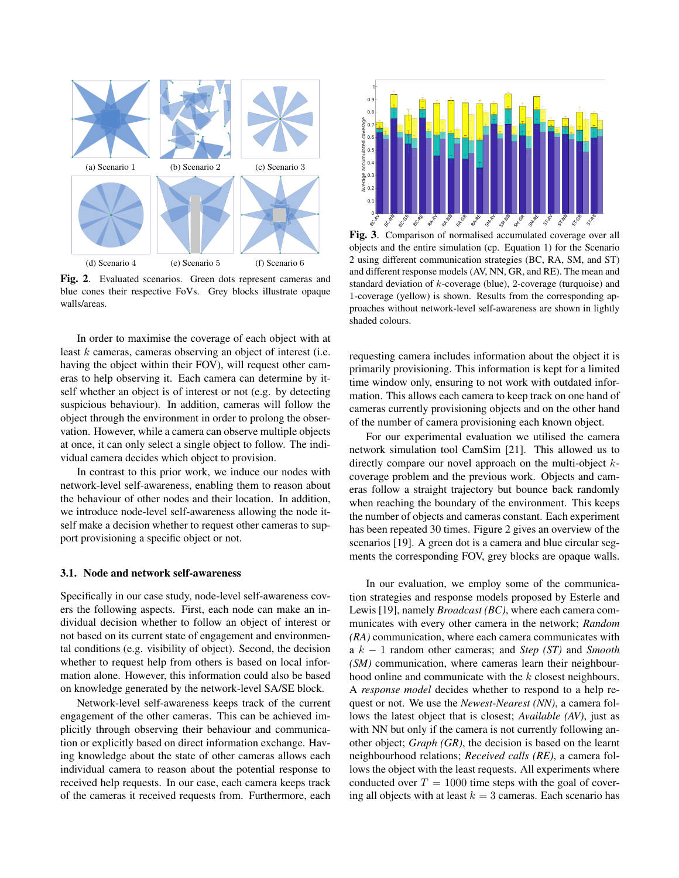(a) Scenario 1

(b) Scenario 2

(c) Scenario 3

(d) Scenario 4

(e) Scenario 5

(f) Scenario 6

**Fig. 2**. Evaluated scenarios. Green dots represent cameras and blue cones their respective FoVs. Grey blocks illustrate opaque walls/areas.

In order to maximise the coverage of each object with at least $k$ cameras, cameras observing an object of interest (i.e. having the object within their FOV), will request other cameras to help observing it. Each camera can determine by itself whether an object is of interest or not (e.g. by detecting suspicious behaviour). In addition, cameras will follow the object through the environment in order to prolong the observation. However, while a camera can observe multiple objects at once, it can only select a single object to follow. The individual camera decides which object to provision.

In contrast to this prior work, we induce our nodes with network-level self-awareness, enabling them to reason about the behaviour of other nodes and their location. In addition, we introduce node-level self-awareness allowing the node itself make a decision whether to request other cameras to support provisioning a specific object or not.

### 3.1. Node and network self-awareness

Specifically in our case study, node-level self-awareness covers the following aspects. First, each node can make an individual decision whether to follow an object of interest or not based on its current state of engagement and environmental conditions (e.g. visibility of object). Second, the decision whether to request help from others is based on local information alone. However, this information could also be based on knowledge generated by the network-level SA/SE block.

Network-level self-awareness keeps track of the current engagement of the other cameras. This can be achieved implicitly through observing their behaviour and communication or explicitly based on direct information exchange. Having knowledge about the state of other cameras allows each individual camera to reason about the potential response to received help requests. In our case, each camera keeps track of the cameras it received requests from. Furthermore, each requesting camera includes information about the object it is primarily provisioning. This information is kept for a limited time window only, ensuring to not work with outdated information. This allows each camera to keep track on one hand of cameras currently provisioning objects and on the other hand of the number of camera provisioning each known object.

For our experimental evaluation we utilised the camera network simulation tool CamSim [21]. This allowed us to directly compare our novel approach on the multi-object $k$-coverage problem and the previous work. Objects and cameras follow a straight trajectory but bounce back randomly when reaching the boundary of the environment. This keeps the number of objects and cameras constant. Each experiment has been repeated 30 times. Figure 2 gives an overview of the scenarios [19]. A green dot is a camera and blue circular segments the corresponding FOV, grey blocks are opaque walls.

1
0.9
0.8
0.7
0.6
0.5
0.4
0.3
0.2
0.1
0
Average accumulated coverage
BC-AV BC-NN BC-GR BC-RE RA-AV RA-NN RA-GR RA-RE SM-AV SM-NN SM-GR SM-RE ST-AV ST-NN ST-GR ST-RE

**Fig. 3**. Comparison of normalised accumulated coverage over all objects and the entire simulation (cp. Equation 1) for the Scenario 2 using different communication strategies (BC, RA, SM, and ST) and different response models (AV, NN, GR, and RE). The mean and standard deviation of $k$-coverage (blue), 2-coverage (turquoise) and 1-coverage (yellow) is shown. Results from the corresponding approaches without network-level self-awareness are shown in lightly shaded colours.

In our evaluation, we employ some of the communication strategies and response models proposed by Esterle and Lewis [19], namely *Broadcast (BC)*, where each camera communicates with every other camera in the network; *Random (RA)* communication, where each camera communicates with a $k-1$ random other cameras; and *Step (ST)* and *Smooth (SM)* communication, where cameras learn their neighbourhood online and communicate with the $k$ closest neighbours. A *response model* decides whether to respond to a help request or not. We use the *Newest-Nearest (NN)*, a camera follows the latest object that is closest; *Available (AV)*, just as with NN but only if the camera is not currently following another object; *Graph (GR)*, the decision is based on the learnt neighbourhood relations; *Received calls (RE)*, a camera follows the object with the least requests. All experiments where conducted over $T = 1000$ time steps with the goal of covering all objects with at least $k = 3$ cameras. Each scenario has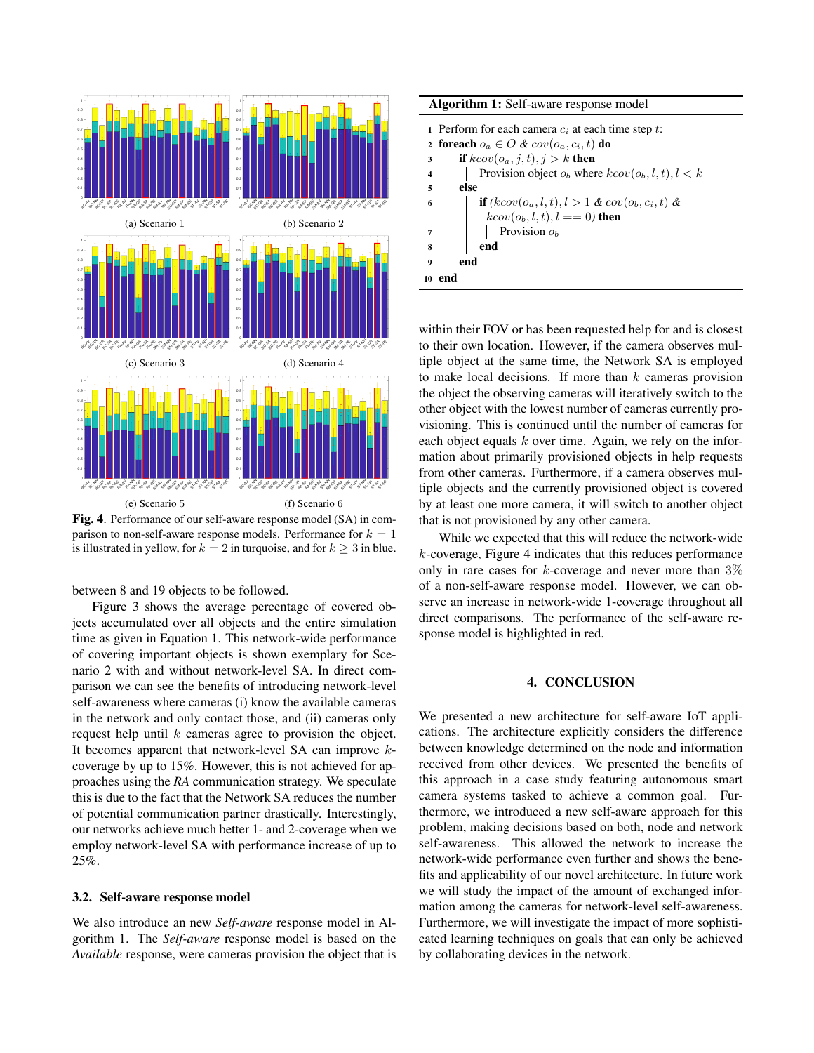(a) Scenario 1

(b) Scenario 2

(c) Scenario 3

(d) Scenario 4

(e) Scenario 5

(f) Scenario 6

**Fig. 4**. Performance of our self-aware response model (SA) in comparison to non-self-aware response models. Performance for $k = 1$ is illustrated in yellow, for $k = 2$ in turquoise, and for $k \geq 3$ in blue.

between 8 and 19 objects to be followed.

Figure 3 shows the average percentage of covered objects accumulated over all objects and the entire simulation time as given in Equation 1. This network-wide performance of covering important objects is shown exemplary for Scenario 2 with and without network-level SA. In direct comparison we can see the benefits of introducing network-level self-awareness where cameras (i) know the available cameras in the network and only contact those, and (ii) cameras only request help until $k$ cameras agree to provision the object. It becomes apparent that network-level SA can improve $k$-coverage by up to 15%. However, this is not achieved for approaches using the *RA* communication strategy. We speculate this is due to the fact that the Network SA reduces the number of potential communication partner drastically. Interestingly, our networks achieve much better 1- and 2-coverage when we employ network-level SA with performance increase of up to 25%.

### 3.2. Self-aware response model

We also introduce an new *Self-aware* response model in Algorithm 1. The *Self-aware* response model is based on the *Available* response, were cameras provision the object that is within their FOV or has been requested help for and is closest to their own location. However, if the camera observes multiple object at the same time, the Network SA is employed to make local decisions. If more than $k$ cameras provision the object the observing cameras will iteratively switch to the other object with the lowest number of cameras currently provisioning. This is continued until the number of cameras for each object equals $k$ over time. Again, we rely on the information about primarily provisioned objects in help requests from other cameras. Furthermore, if a camera observes multiple objects and the currently provisioned object is covered by at least one more camera, it will switch to another object that is not provisioned by any other camera.

**Algorithm 1:** Self-aware response model

```
1  Perform for each camera c_i at each time step t:
2  foreach o_a ∈ O & cov(o_a, c_i, t) do
3      if kcov(o_a, j, t), j > k then
4          Provision object o_b where kcov(o_b, l, t), l < k
5      else
6          if (kcov(o_a, l, t), l > 1 & cov(o_b, c_i, t) &
               kcov(o_b, l, t), l == 0) then
7              Provision o_b
8          end
9      end
10 end
```

While we expected that this will reduce the network-wide $k$-coverage, Figure 4 indicates that this reduces performance only in rare cases for $k$-coverage and never more than 3% of a non-self-aware response model. However, we can observe an increase in network-wide 1-coverage throughout all direct comparisons. The performance of the self-aware response model is highlighted in red.

## 4. CONCLUSION

We presented a new architecture for self-aware IoT applications. The architecture explicitly considers the difference between knowledge determined on the node and information received from other devices. We presented the benefits of this approach in a case study featuring autonomous smart camera systems tasked to achieve a common goal. Furthermore, we introduced a new self-aware approach for this problem, making decisions based on both, node and network self-awareness. This allowed the network to increase the network-wide performance even further and shows the benefits and applicability of our novel architecture. In future work we will study the impact of the amount of exchanged information among the cameras for network-level self-awareness. Furthermore, we will investigate the impact of more sophisticated learning techniques on goals that can only be achieved by collaborating devices in the network.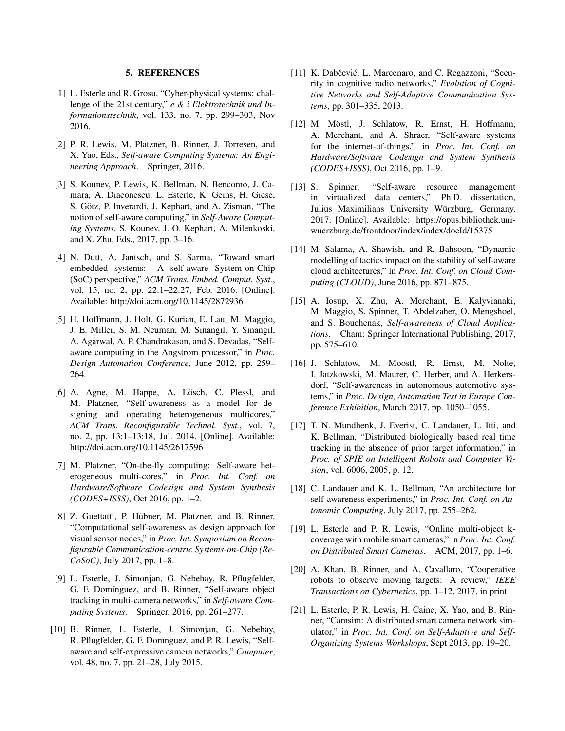## 5. REFERENCES

[1] L. Esterle and R. Grosu, "Cyber-physical systems: challenge of the 21st century," *e & i Elektrotechnik und Informationstechnik*, vol. 133, no. 7, pp. 299–303, Nov 2016.

[2] P. R. Lewis, M. Platzner, B. Rinner, J. Torresen, and X. Yao, Eds., *Self-aware Computing Systems: An Engineering Approach*. Springer, 2016.

[3] S. Kounev, P. Lewis, K. Bellman, N. Bencomo, J. Camara, A. Diaconescu, L. Esterle, K. Geihs, H. Giese, S. Götz, P. Inverardi, J. Kephart, and A. Zisman, "The notion of self-aware computing," in *Self-Aware Computing Systems*, S. Kounev, J. O. Kephart, A. Milenkoski, and X. Zhu, Eds., 2017, pp. 3–16.

[4] N. Dutt, A. Jantsch, and S. Sarma, "Toward smart embedded systems: A self-aware System-on-Chip (SoC) perspective," *ACM Trans. Embed. Comput. Syst.*, vol. 15, no. 2, pp. 22:1–22:27, Feb. 2016. [Online]. Available: http://doi.acm.org/10.1145/2872936

[5] H. Hoffmann, J. Holt, G. Kurian, E. Lau, M. Maggio, J. E. Miller, S. M. Neuman, M. Sinangil, Y. Sinangil, A. Agarwal, A. P. Chandrakasan, and S. Devadas, "Self-aware computing in the Angstrom processor," in *Proc. Design Automation Conference*, June 2012, pp. 259–264.

[6] A. Agne, M. Happe, A. Lösch, C. Plessl, and M. Platzner, "Self-awareness as a model for designing and operating heterogeneous multicores," *ACM Trans. Reconfigurable Technol. Syst.*, vol. 7, no. 2, pp. 13:1–13:18, Jul. 2014. [Online]. Available: http://doi.acm.org/10.1145/2617596

[7] M. Platzner, "On-the-fly computing: Self-aware heterogeneous multi-cores," in *Proc. Int. Conf. on Hardware/Software Codesign and System Synthesis (CODES+ISSS)*, Oct 2016, pp. 1–2.

[8] Z. Guettatfi, P. Hübner, M. Platzner, and B. Rinner, "Computational self-awareness as design approach for visual sensor nodes," in *Proc. Int. Symposium on Reconfigurable Communication-centric Systems-on-Chip (ReCoSoC)*, July 2017, pp. 1–8.

[9] L. Esterle, J. Simonjan, G. Nebehay, R. Pflugfelder, G. F. Domínguez, and B. Rinner, "Self-aware object tracking in multi-camera networks," in *Self-aware Computing Systems*. Springer, 2016, pp. 261–277.

[10] B. Rinner, L. Esterle, J. Simonjan, G. Nebehay, R. Pflugfelder, G. F. Domnguez, and P. R. Lewis, "Self-aware and self-expressive camera networks," *Computer*, vol. 48, no. 7, pp. 21–28, July 2015.

[11] K. Dabčević, L. Marcenaro, and C. Regazzoni, "Security in cognitive radio networks," *Evolution of Cognitive Networks and Self-Adaptive Communication Systems*, pp. 301–335, 2013.

[12] M. Möstl, J. Schlatow, R. Ernst, H. Hoffmann, A. Merchant, and A. Shraer, "Self-aware systems for the internet-of-things," in *Proc. Int. Conf. on Hardware/Software Codesign and System Synthesis (CODES+ISSS)*, Oct 2016, pp. 1–9.

[13] S. Spinner, "Self-aware resource management in virtualized data centers," Ph.D. dissertation, Julius Maximilians University Würzburg, Germany, 2017. [Online]. Available: https://opus.bibliothek.uni-wuerzburg.de/frontdoor/index/index/docId/15375

[14] M. Salama, A. Shawish, and R. Bahsoon, "Dynamic modelling of tactics impact on the stability of self-aware cloud architectures," in *Proc. Int. Conf. on Cloud Computing (CLOUD)*, June 2016, pp. 871–875.

[15] A. Iosup, X. Zhu, A. Merchant, E. Kalyvianaki, M. Maggio, S. Spinner, T. Abdelzaher, O. Mengshoel, and S. Bouchenak, *Self-awareness of Cloud Applications*. Cham: Springer International Publishing, 2017, pp. 575–610.

[16] J. Schlatow, M. Moostl, R. Ernst, M. Nolte, I. Jatzkowski, M. Maurer, C. Herber, and A. Herkersdorf, "Self-awareness in autonomous automotive systems," in *Proc. Design, Automation Test in Europe Conference Exhibition*, March 2017, pp. 1050–1055.

[17] T. N. Mundhenk, J. Everist, C. Landauer, L. Itti, and K. Bellman, "Distributed biologically based real time tracking in the absence of prior target information," in *Proc. of SPIE on Intelligent Robots and Computer Vision*, vol. 6006, 2005, p. 12.

[18] C. Landauer and K. L. Bellman, "An architecture for self-awareness experiments," in *Proc. Int. Conf. on Autonomic Computing*, July 2017, pp. 255–262.

[19] L. Esterle and P. R. Lewis, "Online multi-object k-coverage with mobile smart cameras," in *Proc. Int. Conf. on Distributed Smart Cameras*. ACM, 2017, pp. 1–6.

[20] A. Khan, B. Rinner, and A. Cavallaro, "Cooperative robots to observe moving targets: A review," *IEEE Transactions on Cybernetics*, pp. 1–12, 2017, in print.

[21] L. Esterle, P. R. Lewis, H. Caine, X. Yao, and B. Rinner, "Camsim: A distributed smart camera network simulator," in *Proc. Int. Conf. on Self-Adaptive and Self-Organizing Systems Workshops*, Sept 2013, pp. 19–20.